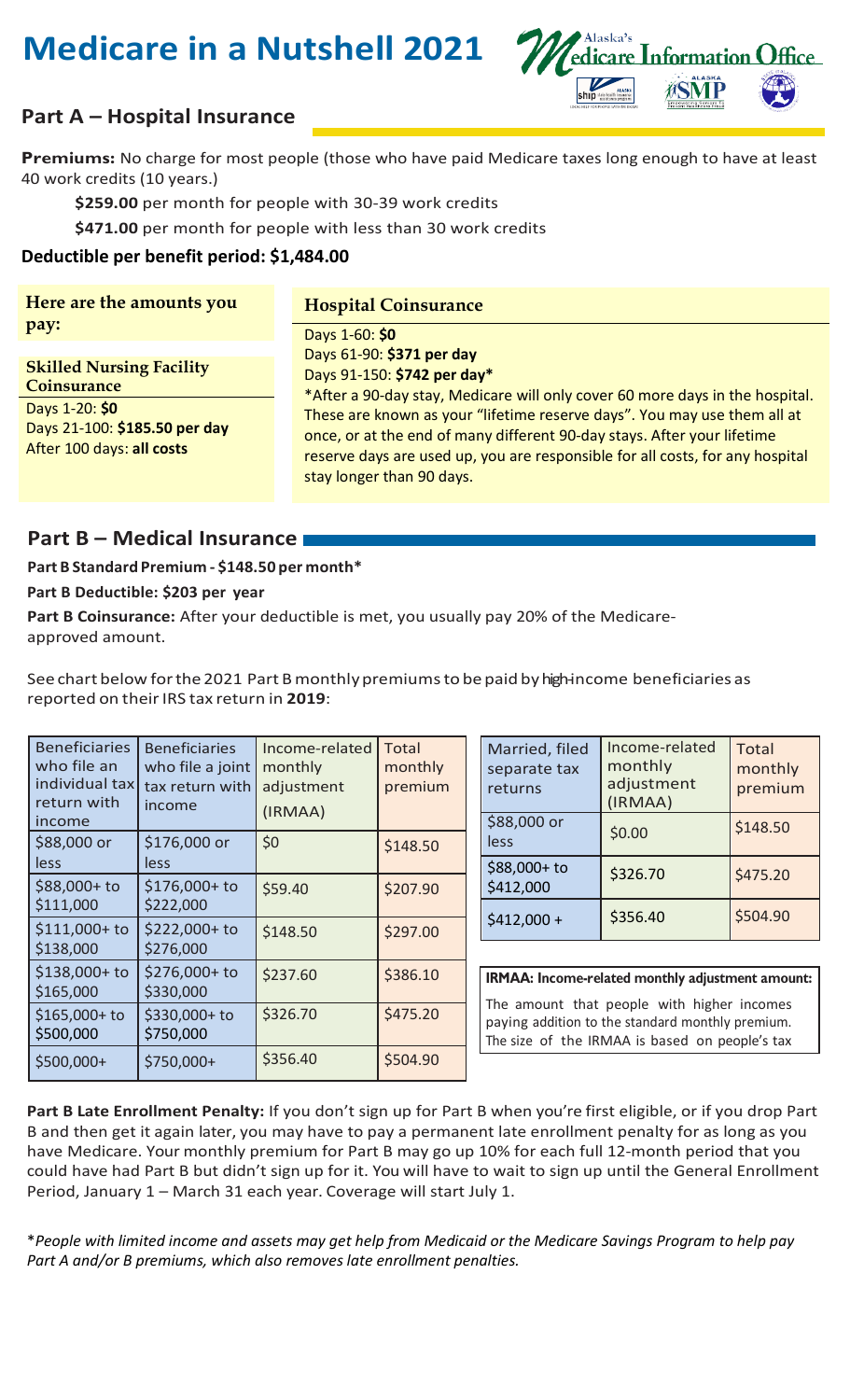# Medicare in a Nutshell 2021

Alaska's Medicare Information Office

## Part A – Hospital Insurance

**Premiums:** No charge for most people (those who have paid Medicare taxes long enough to have at least 40 work credits (10 years.)

**$259.00** per month for people with 30-39 work credits

**$471.00** per month for people with less than 30 work credits

**Deductible per benefit period: $1,484.00**

**Here are the amounts you pay:**

**Skilled Nursing Facility Coinsurance**

Days 1-20: **$0**
Days 21-100: **$185.50 per day**
After 100 days: **all costs**

**Hospital Coinsurance**

Days 1-60: **$0**
Days 61-90: **$371 per day**
Days 91-150: **$742 per day***

*After a 90-day stay, Medicare will only cover 60 more days in the hospital. These are known as your "lifetime reserve days". You may use them all at once, or at the end of many different 90-day stays. After your lifetime reserve days are used up, you are responsible for all costs, for any hospital stay longer than 90 days.

## Part B – Medical Insurance

**Part B Standard Premium - $148.50 per month***

**Part B Deductible: $203 per year**

**Part B Coinsurance:** After your deductible is met, you usually pay 20% of the Medicare-approved amount.

See chart below for the 2021 Part B monthly premiums to be paid by high-income beneficiaries as reported on their IRS tax return in **2019**:

| Beneficiaries who file an individual tax return with income | Beneficiaries who file a joint tax return with income | Income-related monthly adjustment (IRMAA) | Total monthly premium |
|---|---|---|---|
| $88,000 or less | $176,000 or less | $0 | $148.50 |
| $88,000+ to $111,000 | $176,000+ to $222,000 | $59.40 | $207.90 |
| $111,000+ to $138,000 | $222,000+ to $276,000 | $148.50 | $297.00 |
| $138,000+ to $165,000 | $276,000+ to $330,000 | $237.60 | $386.10 |
| $165,000+ to $500,000 | $330,000+ to $750,000 | $326.70 | $475.20 |
| $500,000+ | $750,000+ | $356.40 | $504.90 |

| Married, filed separate tax returns | Income-related monthly adjustment (IRMAA) | Total monthly premium |
|---|---|---|
| $88,000 or less | $0.00 | $148.50 |
| $88,000+ to $412,000 | $326.70 | $475.20 |
| $412,000 + | $356.40 | $504.90 |

**IRMAA: Income-related monthly adjustment amount:**

The amount that people with higher incomes paying addition to the standard monthly premium. The size of the IRMAA is based on people's tax

**Part B Late Enrollment Penalty:** If you don't sign up for Part B when you're first eligible, or if you drop Part B and then get it again later, you may have to pay a permanent late enrollment penalty for as long as you have Medicare. Your monthly premium for Part B may go up 10% for each full 12-month period that you could have had Part B but didn't sign up for it. You will have to wait to sign up until the General Enrollment Period, January 1 – March 31 each year. Coverage will start July 1.

**People with limited income and assets may get help from Medicaid or the Medicare Savings Program to help pay Part A and/or B premiums, which also removes late enrollment penalties.*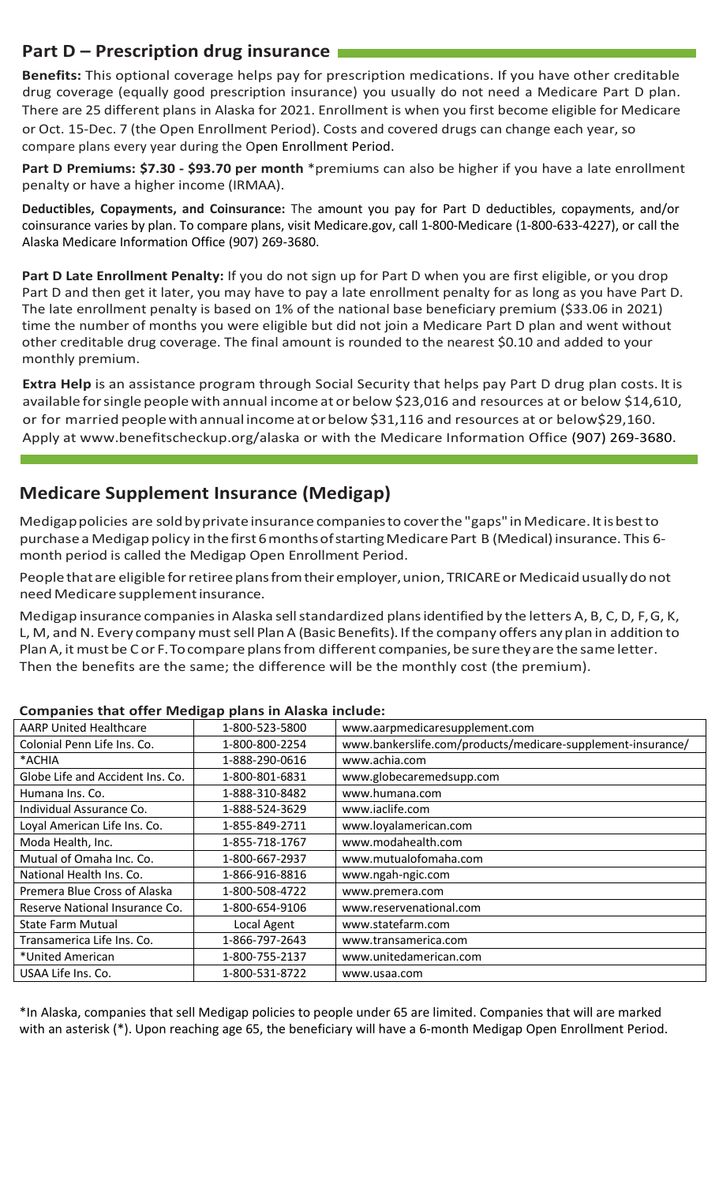## Part D – Prescription drug insurance

**Benefits:** This optional coverage helps pay for prescription medications. If you have other creditable drug coverage (equally good prescription insurance) you usually do not need a Medicare Part D plan. There are 25 different plans in Alaska for 2021. Enrollment is when you first become eligible for Medicare or Oct. 15-Dec. 7 (the Open Enrollment Period). Costs and covered drugs can change each year, so compare plans every year during the Open Enrollment Period.

**Part D Premiums: $7.30 - $93.70 per month** *premiums can also be higher if you have a late enrollment penalty or have a higher income (IRMAA).

**Deductibles, Copayments, and Coinsurance:** The amount you pay for Part D deductibles, copayments, and/or coinsurance varies by plan. To compare plans, visit Medicare.gov, call 1-800-Medicare (1-800-633-4227), or call the Alaska Medicare Information Office (907) 269-3680.

**Part D Late Enrollment Penalty:** If you do not sign up for Part D when you are first eligible, or you drop Part D and then get it later, you may have to pay a late enrollment penalty for as long as you have Part D. The late enrollment penalty is based on 1% of the national base beneficiary premium ($33.06 in 2021) time the number of months you were eligible but did not join a Medicare Part D plan and went without other creditable drug coverage. The final amount is rounded to the nearest $0.10 and added to your monthly premium.

**Extra Help** is an assistance program through Social Security that helps pay Part D drug plan costs. It is available for single people with annual income at or below $23,016 and resources at or below $14,610, or for married people with annual income at or below $31,116 and resources at or below$29,160. Apply at www.benefitscheckup.org/alaska or with the Medicare Information Office (907) 269-3680.

## Medicare Supplement Insurance (Medigap)

Medigap policies are sold by private insurance companies to cover the "gaps" in Medicare. It is best to purchase a Medigap policy in the first 6 months of starting Medicare Part B (Medical) insurance. This 6-month period is called the Medigap Open Enrollment Period.

People that are eligible for retiree plans from their employer, union, TRICARE or Medicaid usually do not need Medicare supplement insurance.

Medigap insurance companies in Alaska sell standardized plans identified by the letters A, B, C, D, F, G, K, L, M, and N. Every company must sell Plan A (Basic Benefits). If the company offers any plan in addition to Plan A, it must be C or F. To compare plans from different companies, be sure they are the same letter. Then the benefits are the same; the difference will be the monthly cost (the premium).

**Companies that offer Medigap plans in Alaska include:**

| | | |
|---|---|---|
| AARP United Healthcare | 1-800-523-5800 | www.aarpmedicaresupplement.com |
| Colonial Penn Life Ins. Co. | 1-800-800-2254 | www.bankerslife.com/products/medicare-supplement-insurance/ |
| *ACHIA | 1-888-290-0616 | www.achia.com |
| Globe Life and Accident Ins. Co. | 1-800-801-6831 | www.globecaremedsupp.com |
| Humana Ins. Co. | 1-888-310-8482 | www.humana.com |
| Individual Assurance Co. | 1-888-524-3629 | www.iaclife.com |
| Loyal American Life Ins. Co. | 1-855-849-2711 | www.loyalamerican.com |
| Moda Health, Inc. | 1-855-718-1767 | www.modahealth.com |
| Mutual of Omaha Inc. Co. | 1-800-667-2937 | www.mutualofomaha.com |
| National Health Ins. Co. | 1-866-916-8816 | www.ngah-ngic.com |
| Premera Blue Cross of Alaska | 1-800-508-4722 | www.premera.com |
| Reserve National Insurance Co. | 1-800-654-9106 | www.reservenational.com |
| State Farm Mutual | Local Agent | www.statefarm.com |
| Transamerica Life Ins. Co. | 1-866-797-2643 | www.transamerica.com |
| *United American | 1-800-755-2137 | www.unitedamerican.com |
| USAA Life Ins. Co. | 1-800-531-8722 | www.usaa.com |

*In Alaska, companies that sell Medigap policies to people under 65 are limited. Companies that will are marked with an asterisk (*). Upon reaching age 65, the beneficiary will have a 6-month Medigap Open Enrollment Period.